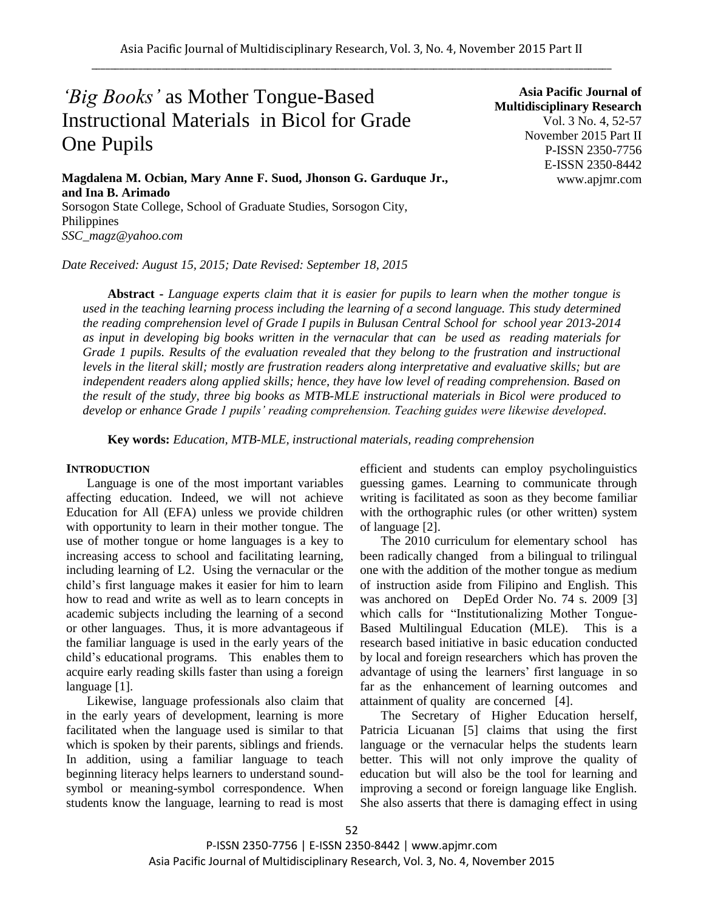# *'Big Books'* as Mother Tongue-Based Instructional Materials in Bicol for Grade One Pupils

**Asia Pacific Journal of Multidisciplinary Research**
Vol. 3 No. 4, 52-57
November 2015 Part II
P-ISSN 2350-7756
E-ISSN 2350-8442
www.apjmr.com

**Magdalena M. Ocbian, Mary Anne F. Suod, Jhonson G. Garduque Jr., and Ina B. Arimado**
Sorsogon State College, School of Graduate Studies, Sorsogon City, Philippines
*SSC_magz@yahoo.com*

*Date Received: August 15, 2015; Date Revised: September 18, 2015*

**Abstract -** *Language experts claim that it is easier for pupils to learn when the mother tongue is used in the teaching learning process including the learning of a second language. This study determined the reading comprehension level of Grade I pupils in Bulusan Central School for school year 2013-2014 as input in developing big books written in the vernacular that can be used as reading materials for Grade 1 pupils. Results of the evaluation revealed that they belong to the frustration and instructional levels in the literal skill; mostly are frustration readers along interpretative and evaluative skills; but are independent readers along applied skills; hence, they have low level of reading comprehension. Based on the result of the study, three big books as MTB-MLE instructional materials in Bicol were produced to develop or enhance Grade 1 pupils' reading comprehension. Teaching guides were likewise developed.*

**Key words:** *Education, MTB-MLE, instructional materials, reading comprehension*

## INTRODUCTION

Language is one of the most important variables affecting education. Indeed, we will not achieve Education for All (EFA) unless we provide children with opportunity to learn in their mother tongue. The use of mother tongue or home languages is a key to increasing access to school and facilitating learning, including learning of L2. Using the vernacular or the child's first language makes it easier for him to learn how to read and write as well as to learn concepts in academic subjects including the learning of a second or other languages. Thus, it is more advantageous if the familiar language is used in the early years of the child's educational programs. This enables them to acquire early reading skills faster than using a foreign language [1].

Likewise, language professionals also claim that in the early years of development, learning is more facilitated when the language used is similar to that which is spoken by their parents, siblings and friends. In addition, using a familiar language to teach beginning literacy helps learners to understand sound-symbol or meaning-symbol correspondence. When students know the language, learning to read is most efficient and students can employ psycholinguistics guessing games. Learning to communicate through writing is facilitated as soon as they become familiar with the orthographic rules (or other written) system of language [2].

The 2010 curriculum for elementary school has been radically changed from a bilingual to trilingual one with the addition of the mother tongue as medium of instruction aside from Filipino and English. This was anchored on DepEd Order No. 74 s. 2009 [3] which calls for "Institutionalizing Mother Tongue-Based Multilingual Education (MLE). This is a research based initiative in basic education conducted by local and foreign researchers which has proven the advantage of using the learners' first language in so far as the enhancement of learning outcomes and attainment of quality are concerned [4].

The Secretary of Higher Education herself, Patricia Licuanan [5] claims that using the first language or the vernacular helps the students learn better. This will not only improve the quality of education but will also be the tool for learning and improving a second or foreign language like English. She also asserts that there is damaging effect in using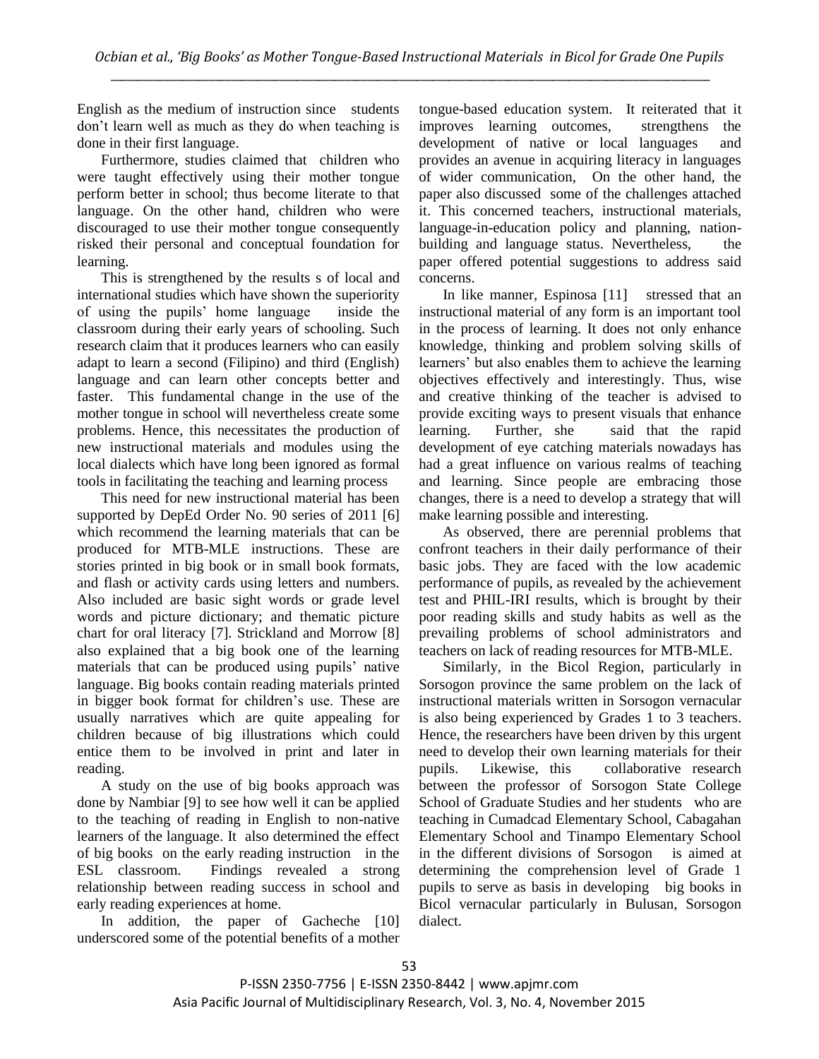English as the medium of instruction since students don't learn well as much as they do when teaching is done in their first language.

Furthermore, studies claimed that children who were taught effectively using their mother tongue perform better in school; thus become literate to that language. On the other hand, children who were discouraged to use their mother tongue consequently risked their personal and conceptual foundation for learning.

This is strengthened by the results s of local and international studies which have shown the superiority of using the pupils' home language inside the classroom during their early years of schooling. Such research claim that it produces learners who can easily adapt to learn a second (Filipino) and third (English) language and can learn other concepts better and faster. This fundamental change in the use of the mother tongue in school will nevertheless create some problems. Hence, this necessitates the production of new instructional materials and modules using the local dialects which have long been ignored as formal tools in facilitating the teaching and learning process

This need for new instructional material has been supported by DepEd Order No. 90 series of 2011 [6] which recommend the learning materials that can be produced for MTB-MLE instructions. These are stories printed in big book or in small book formats, and flash or activity cards using letters and numbers. Also included are basic sight words or grade level words and picture dictionary; and thematic picture chart for oral literacy [7]. Strickland and Morrow [8] also explained that a big book one of the learning materials that can be produced using pupils' native language. Big books contain reading materials printed in bigger book format for children's use. These are usually narratives which are quite appealing for children because of big illustrations which could entice them to be involved in print and later in reading.

A study on the use of big books approach was done by Nambiar [9] to see how well it can be applied to the teaching of reading in English to non-native learners of the language. It also determined the effect of big books on the early reading instruction in the ESL classroom. Findings revealed a strong relationship between reading success in school and early reading experiences at home.

In addition, the paper of Gacheche [10] underscored some of the potential benefits of a mother tongue-based education system. It reiterated that it improves learning outcomes, strengthens the development of native or local languages and provides an avenue in acquiring literacy in languages of wider communication, On the other hand, the paper also discussed some of the challenges attached it. This concerned teachers, instructional materials, language-in-education policy and planning, nation-building and language status. Nevertheless, the paper offered potential suggestions to address said concerns.

In like manner, Espinosa [11] stressed that an instructional material of any form is an important tool in the process of learning. It does not only enhance knowledge, thinking and problem solving skills of learners' but also enables them to achieve the learning objectives effectively and interestingly. Thus, wise and creative thinking of the teacher is advised to provide exciting ways to present visuals that enhance learning. Further, she said that the rapid development of eye catching materials nowadays has had a great influence on various realms of teaching and learning. Since people are embracing those changes, there is a need to develop a strategy that will make learning possible and interesting.

As observed, there are perennial problems that confront teachers in their daily performance of their basic jobs. They are faced with the low academic performance of pupils, as revealed by the achievement test and PHIL-IRI results, which is brought by their poor reading skills and study habits as well as the prevailing problems of school administrators and teachers on lack of reading resources for MTB-MLE.

Similarly, in the Bicol Region, particularly in Sorsogon province the same problem on the lack of instructional materials written in Sorsogon vernacular is also being experienced by Grades 1 to 3 teachers. Hence, the researchers have been driven by this urgent need to develop their own learning materials for their pupils. Likewise, this collaborative research between the professor of Sorsogon State College School of Graduate Studies and her students who are teaching in Cumadcad Elementary School, Cabagahan Elementary School and Tinampo Elementary School in the different divisions of Sorsogon is aimed at determining the comprehension level of Grade 1 pupils to serve as basis in developing big books in Bicol vernacular particularly in Bulusan, Sorsogon dialect.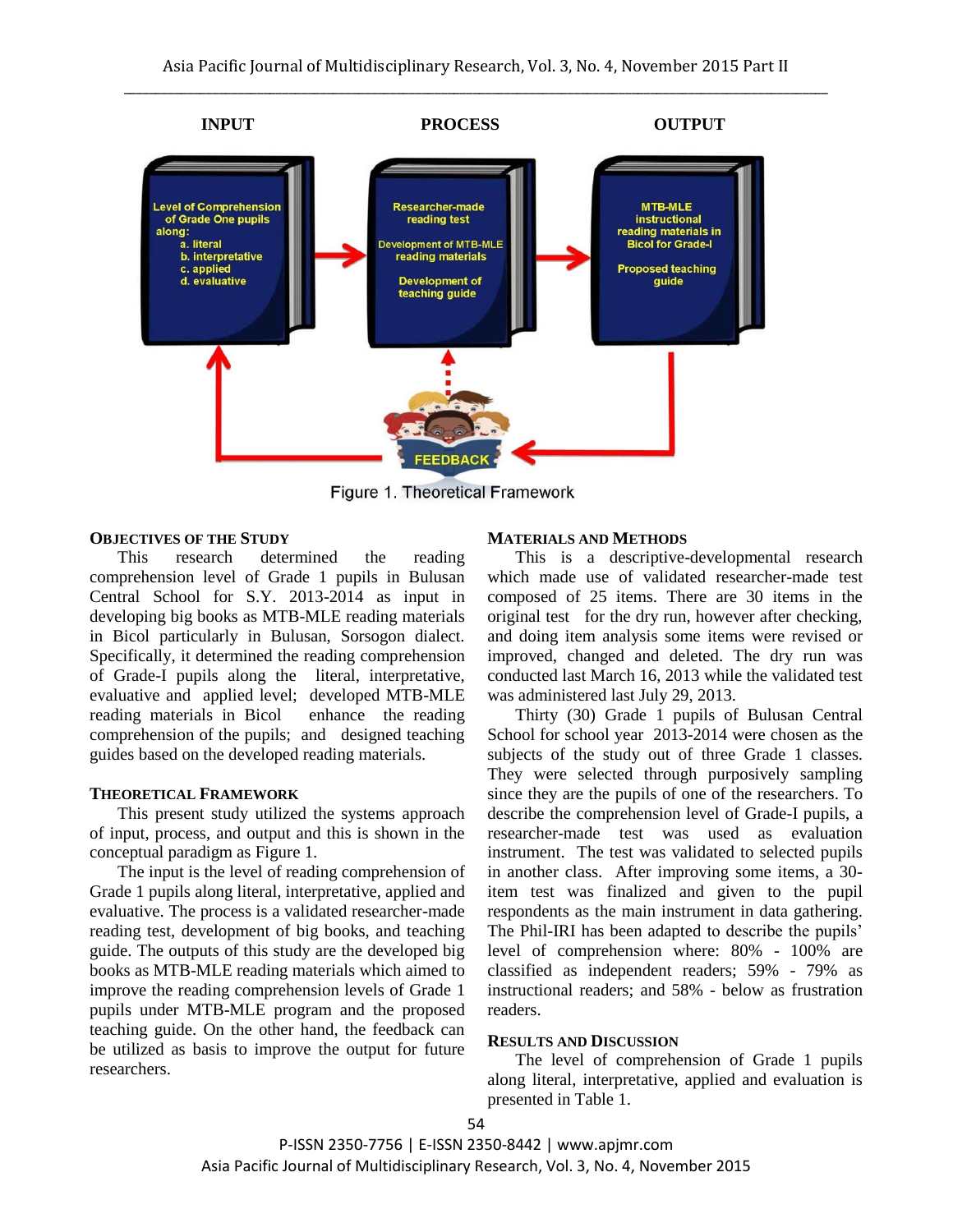**INPUT** **PROCESS** **OUTPUT**

Level of Comprehension of Grade One pupils along:
a. literal
b. interpretative
c. applied
d. evaluative

Researcher-made reading test

Development of MTB-MLE reading materials

Development of teaching guide

MTB-MLE instructional reading materials in Bicol for Grade-I

Proposed teaching guide

FEEDBACK

Figure 1. Theoretical Framework

## OBJECTIVES OF THE STUDY

This research determined the reading comprehension level of Grade 1 pupils in Bulusan Central School for S.Y. 2013-2014 as input in developing big books as MTB-MLE reading materials in Bicol particularly in Bulusan, Sorsogon dialect. Specifically, it determined the reading comprehension of Grade-I pupils along the literal, interpretative, evaluative and applied level; developed MTB-MLE reading materials in Bicol enhance the reading comprehension of the pupils; and designed teaching guides based on the developed reading materials.

## THEORETICAL FRAMEWORK

This present study utilized the systems approach of input, process, and output and this is shown in the conceptual paradigm as Figure 1.

The input is the level of reading comprehension of Grade 1 pupils along literal, interpretative, applied and evaluative. The process is a validated researcher-made reading test, development of big books, and teaching guide. The outputs of this study are the developed big books as MTB-MLE reading materials which aimed to improve the reading comprehension levels of Grade 1 pupils under MTB-MLE program and the proposed teaching guide. On the other hand, the feedback can be utilized as basis to improve the output for future researchers.

## MATERIALS AND METHODS

This is a descriptive-developmental research which made use of validated researcher-made test composed of 25 items. There are 30 items in the original test for the dry run, however after checking, and doing item analysis some items were revised or improved, changed and deleted. The dry run was conducted last March 16, 2013 while the validated test was administered last July 29, 2013.

Thirty (30) Grade 1 pupils of Bulusan Central School for school year 2013-2014 were chosen as the subjects of the study out of three Grade 1 classes. They were selected through purposively sampling since they are the pupils of one of the researchers. To describe the comprehension level of Grade-I pupils, a researcher-made test was used as evaluation instrument. The test was validated to selected pupils in another class. After improving some items, a 30-item test was finalized and given to the pupil respondents as the main instrument in data gathering. The Phil-IRI has been adapted to describe the pupils' level of comprehension where: 80% - 100% are classified as independent readers; 59% - 79% as instructional readers; and 58% - below as frustration readers.

## RESULTS AND DISCUSSION

The level of comprehension of Grade 1 pupils along literal, interpretative, applied and evaluation is presented in Table 1.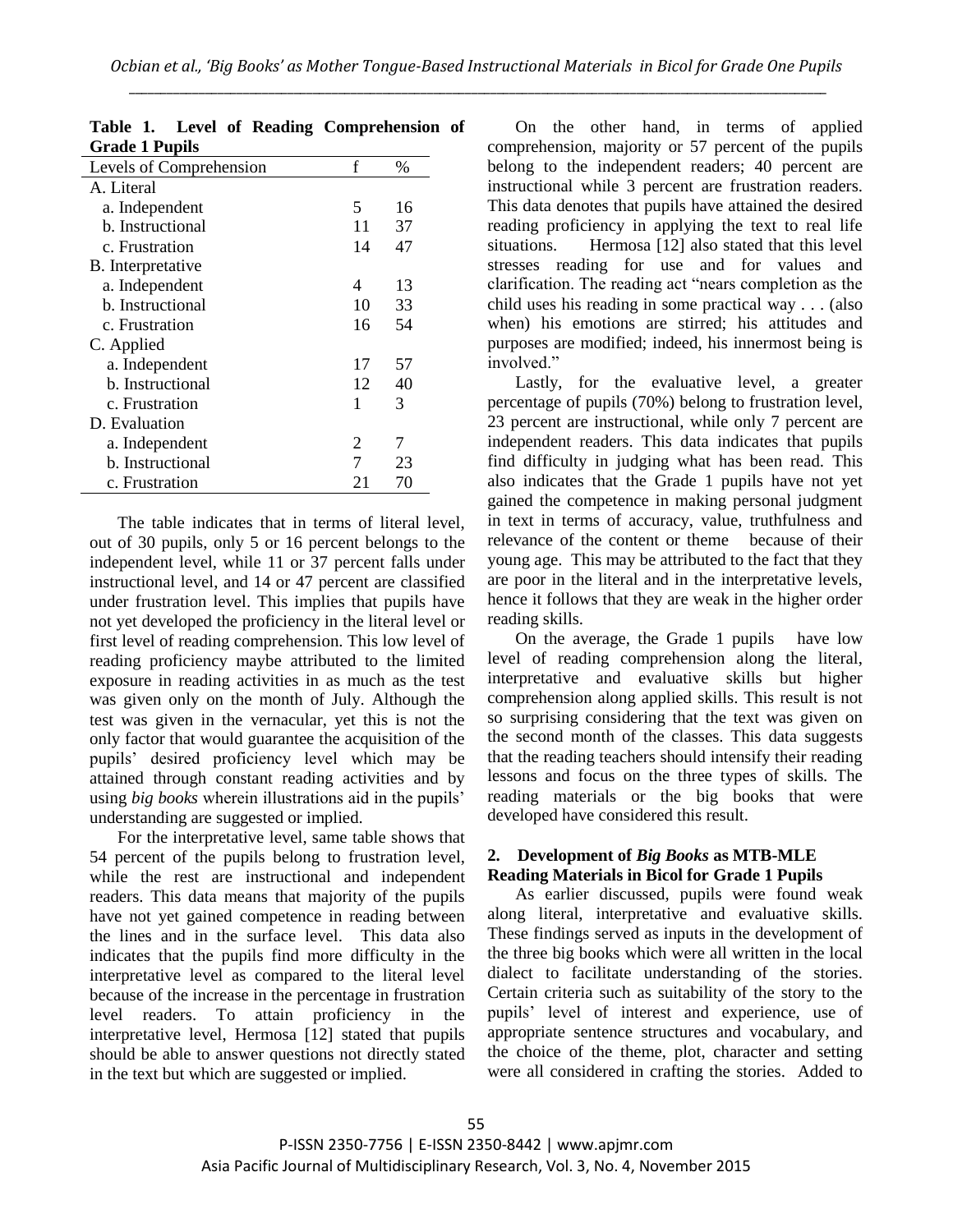**Table 1. Level of Reading Comprehension of Grade 1 Pupils**

| Levels of Comprehension | f | % |
|---|---|---|
| A. Literal | | |
| a. Independent | 5 | 16 |
| b. Instructional | 11 | 37 |
| c. Frustration | 14 | 47 |
| B. Interpretative | | |
| a. Independent | 4 | 13 |
| b. Instructional | 10 | 33 |
| c. Frustration | 16 | 54 |
| C. Applied | | |
| a. Independent | 17 | 57 |
| b. Instructional | 12 | 40 |
| c. Frustration | 1 | 3 |
| D. Evaluation | | |
| a. Independent | 2 | 7 |
| b. Instructional | 7 | 23 |
| c. Frustration | 21 | 70 |

The table indicates that in terms of literal level, out of 30 pupils, only 5 or 16 percent belongs to the independent level, while 11 or 37 percent falls under instructional level, and 14 or 47 percent are classified under frustration level. This implies that pupils have not yet developed the proficiency in the literal level or first level of reading comprehension. This low level of reading proficiency maybe attributed to the limited exposure in reading activities in as much as the test was given only on the month of July. Although the test was given in the vernacular, yet this is not the only factor that would guarantee the acquisition of the pupils' desired proficiency level which may be attained through constant reading activities and by using *big books* wherein illustrations aid in the pupils' understanding are suggested or implied.

For the interpretative level, same table shows that 54 percent of the pupils belong to frustration level, while the rest are instructional and independent readers. This data means that majority of the pupils have not yet gained competence in reading between the lines and in the surface level. This data also indicates that the pupils find more difficulty in the interpretative level as compared to the literal level because of the increase in the percentage in frustration level readers. To attain proficiency in the interpretative level, Hermosa [12] stated that pupils should be able to answer questions not directly stated in the text but which are suggested or implied.

On the other hand, in terms of applied comprehension, majority or 57 percent of the pupils belong to the independent readers; 40 percent are instructional while 3 percent are frustration readers. This data denotes that pupils have attained the desired reading proficiency in applying the text to real life situations. Hermosa [12] also stated that this level stresses reading for use and for values and clarification. The reading act "nears completion as the child uses his reading in some practical way . . . (also when) his emotions are stirred; his attitudes and purposes are modified; indeed, his innermost being is involved."

Lastly, for the evaluative level, a greater percentage of pupils (70%) belong to frustration level, 23 percent are instructional, while only 7 percent are independent readers. This data indicates that pupils find difficulty in judging what has been read. This also indicates that the Grade 1 pupils have not yet gained the competence in making personal judgment in text in terms of accuracy, value, truthfulness and relevance of the content or theme because of their young age. This may be attributed to the fact that they are poor in the literal and in the interpretative levels, hence it follows that they are weak in the higher order reading skills.

On the average, the Grade 1 pupils have low level of reading comprehension along the literal, interpretative and evaluative skills but higher comprehension along applied skills. This result is not so surprising considering that the text was given on the second month of the classes. This data suggests that the reading teachers should intensify their reading lessons and focus on the three types of skills. The reading materials or the big books that were developed have considered this result.

### 2. Development of *Big Books* as MTB-MLE Reading Materials in Bicol for Grade 1 Pupils

As earlier discussed, pupils were found weak along literal, interpretative and evaluative skills. These findings served as inputs in the development of the three big books which were all written in the local dialect to facilitate understanding of the stories. Certain criteria such as suitability of the story to the pupils' level of interest and experience, use of appropriate sentence structures and vocabulary, and the choice of the theme, plot, character and setting were all considered in crafting the stories. Added to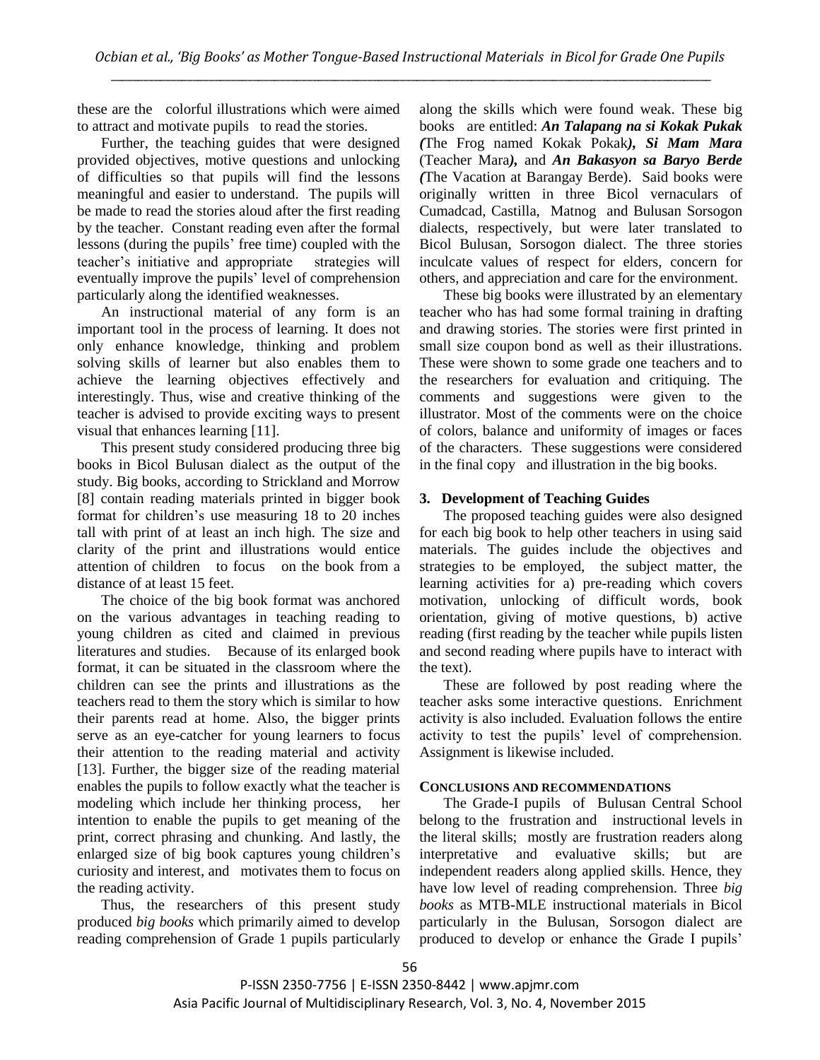these are the colorful illustrations which were aimed to attract and motivate pupils to read the stories.

Further, the teaching guides that were designed provided objectives, motive questions and unlocking of difficulties so that pupils will find the lessons meaningful and easier to understand. The pupils will be made to read the stories aloud after the first reading by the teacher. Constant reading even after the formal lessons (during the pupils' free time) coupled with the teacher's initiative and appropriate strategies will eventually improve the pupils' level of comprehension particularly along the identified weaknesses.

An instructional material of any form is an important tool in the process of learning. It does not only enhance knowledge, thinking and problem solving skills of learner but also enables them to achieve the learning objectives effectively and interestingly. Thus, wise and creative thinking of the teacher is advised to provide exciting ways to present visual that enhances learning [11].

This present study considered producing three big books in Bicol Bulusan dialect as the output of the study. Big books, according to Strickland and Morrow [8] contain reading materials printed in bigger book format for children's use measuring 18 to 20 inches tall with print of at least an inch high. The size and clarity of the print and illustrations would entice attention of children to focus on the book from a distance of at least 15 feet.

The choice of the big book format was anchored on the various advantages in teaching reading to young children as cited and claimed in previous literatures and studies. Because of its enlarged book format, it can be situated in the classroom where the children can see the prints and illustrations as the teachers read to them the story which is similar to how their parents read at home. Also, the bigger prints serve as an eye-catcher for young learners to focus their attention to the reading material and activity [13]. Further, the bigger size of the reading material enables the pupils to follow exactly what the teacher is modeling which include her thinking process, her intention to enable the pupils to get meaning of the print, correct phrasing and chunking. And lastly, the enlarged size of big book captures young children's curiosity and interest, and motivates them to focus on the reading activity.

Thus, the researchers of this present study produced *big books* which primarily aimed to develop reading comprehension of Grade 1 pupils particularly along the skills which were found weak. These big books are entitled: ***An Talapang na si Kokak Pukak*** *(*The Frog named Kokak Pokak*)*, ***Si Mam Mara*** (Teacher Mara*)*, and ***An Bakasyon sa Baryo Berde*** *(*The Vacation at Barangay Berde). Said books were originally written in three Bicol vernaculars of Cumadcad, Castilla, Matnog and Bulusan Sorsogon dialects, respectively, but were later translated to Bicol Bulusan, Sorsogon dialect. The three stories inculcate values of respect for elders, concern for others, and appreciation and care for the environment.

These big books were illustrated by an elementary teacher who has had some formal training in drafting and drawing stories. The stories were first printed in small size coupon bond as well as their illustrations. These were shown to some grade one teachers and to the researchers for evaluation and critiquing. The comments and suggestions were given to the illustrator. Most of the comments were on the choice of colors, balance and uniformity of images or faces of the characters. These suggestions were considered in the final copy and illustration in the big books.

### 3. Development of Teaching Guides

The proposed teaching guides were also designed for each big book to help other teachers in using said materials. The guides include the objectives and strategies to be employed, the subject matter, the learning activities for a) pre-reading which covers motivation, unlocking of difficult words, book orientation, giving of motive questions, b) active reading (first reading by the teacher while pupils listen and second reading where pupils have to interact with the text).

These are followed by post reading where the teacher asks some interactive questions. Enrichment activity is also included. Evaluation follows the entire activity to test the pupils' level of comprehension. Assignment is likewise included.

## CONCLUSIONS AND RECOMMENDATIONS

The Grade-I pupils of Bulusan Central School belong to the frustration and instructional levels in the literal skills; mostly are frustration readers along interpretative and evaluative skills; but are independent readers along applied skills. Hence, they have low level of reading comprehension. Three *big books* as MTB-MLE instructional materials in Bicol particularly in the Bulusan, Sorsogon dialect are produced to develop or enhance the Grade I pupils'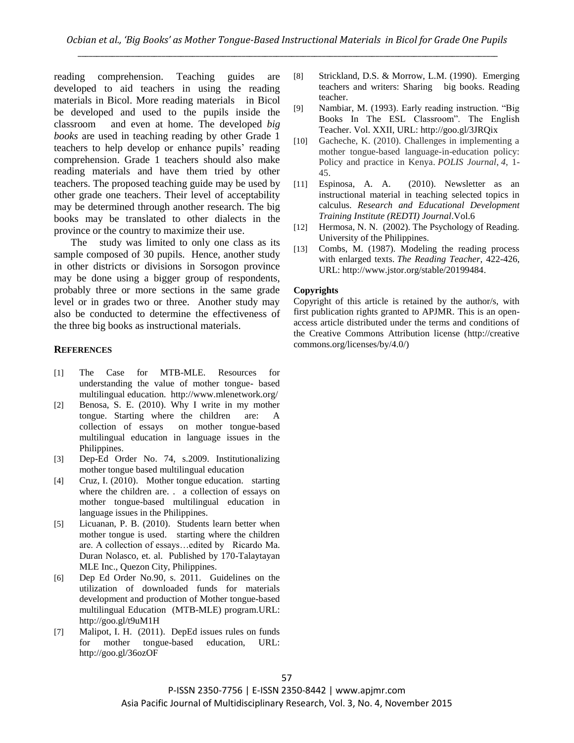reading comprehension. Teaching guides are developed to aid teachers in using the reading materials in Bicol. More reading materials in Bicol be developed and used to the pupils inside the classroom and even at home. The developed *big books* are used in teaching reading by other Grade 1 teachers to help develop or enhance pupils' reading comprehension. Grade 1 teachers should also make reading materials and have them tried by other teachers. The proposed teaching guide may be used by other grade one teachers. Their level of acceptability may be determined through another research. The big books may be translated to other dialects in the province or the country to maximize their use.

The study was limited to only one class as its sample composed of 30 pupils. Hence, another study in other districts or divisions in Sorsogon province may be done using a bigger group of respondents, probably three or more sections in the same grade level or in grades two or three. Another study may also be conducted to determine the effectiveness of the three big books as instructional materials.

## REFERENCES

[1] The Case for MTB-MLE. Resources for understanding the value of mother tongue- based multilingual education. http://www.mlenetwork.org/

[2] Benosa, S. E. (2010). Why I write in my mother tongue. Starting where the children are: A collection of essays on mother tongue-based multilingual education in language issues in the Philippines.

[3] Dep-Ed Order No. 74, s.2009. Institutionalizing mother tongue based multilingual education

[4] Cruz, I. (2010). Mother tongue education. starting where the children are. . a collection of essays on mother tongue-based multilingual education in language issues in the Philippines.

[5] Licuanan, P. B. (2010). Students learn better when mother tongue is used. starting where the children are. A collection of essays…edited by Ricardo Ma. Duran Nolasco, et. al. Published by 170-Talaytayan MLE Inc., Quezon City, Philippines.

[6] Dep Ed Order No.90, s. 2011. Guidelines on the utilization of downloaded funds for materials development and production of Mother tongue-based multilingual Education (MTB-MLE) program.URL: http://goo.gl/t9uM1H

[7] Malipot, I. H. (2011). DepEd issues rules on funds for mother tongue-based education, URL: http://goo.gl/36ozOF

[8] Strickland, D.S. & Morrow, L.M. (1990). Emerging teachers and writers: Sharing big books. Reading teacher.

[9] Nambiar, M. (1993). Early reading instruction. "Big Books In The ESL Classroom". The English Teacher. Vol. XXII, URL: http://goo.gl/3JRQix

[10] Gacheche, K. (2010). Challenges in implementing a mother tongue-based language-in-education policy: Policy and practice in Kenya. *POLIS Journal*, *4*, 1-45.

[11] Espinosa, A. A. (2010). Newsletter as an instructional material in teaching selected topics in calculus. *Research and Educational Development Training Institute (REDTI) Journal*.Vol.6

[12] Hermosa, N. N. (2002). The Psychology of Reading. University of the Philippines.

[13] Combs, M. (1987). Modeling the reading process with enlarged texts. *The Reading Teacher*, 422-426, URL: http://www.jstor.org/stable/20199484.

**Copyrights**

Copyright of this article is retained by the author/s, with first publication rights granted to APJMR. This is an open-access article distributed under the terms and conditions of the Creative Commons Attribution license (http://creative commons.org/licenses/by/4.0/)